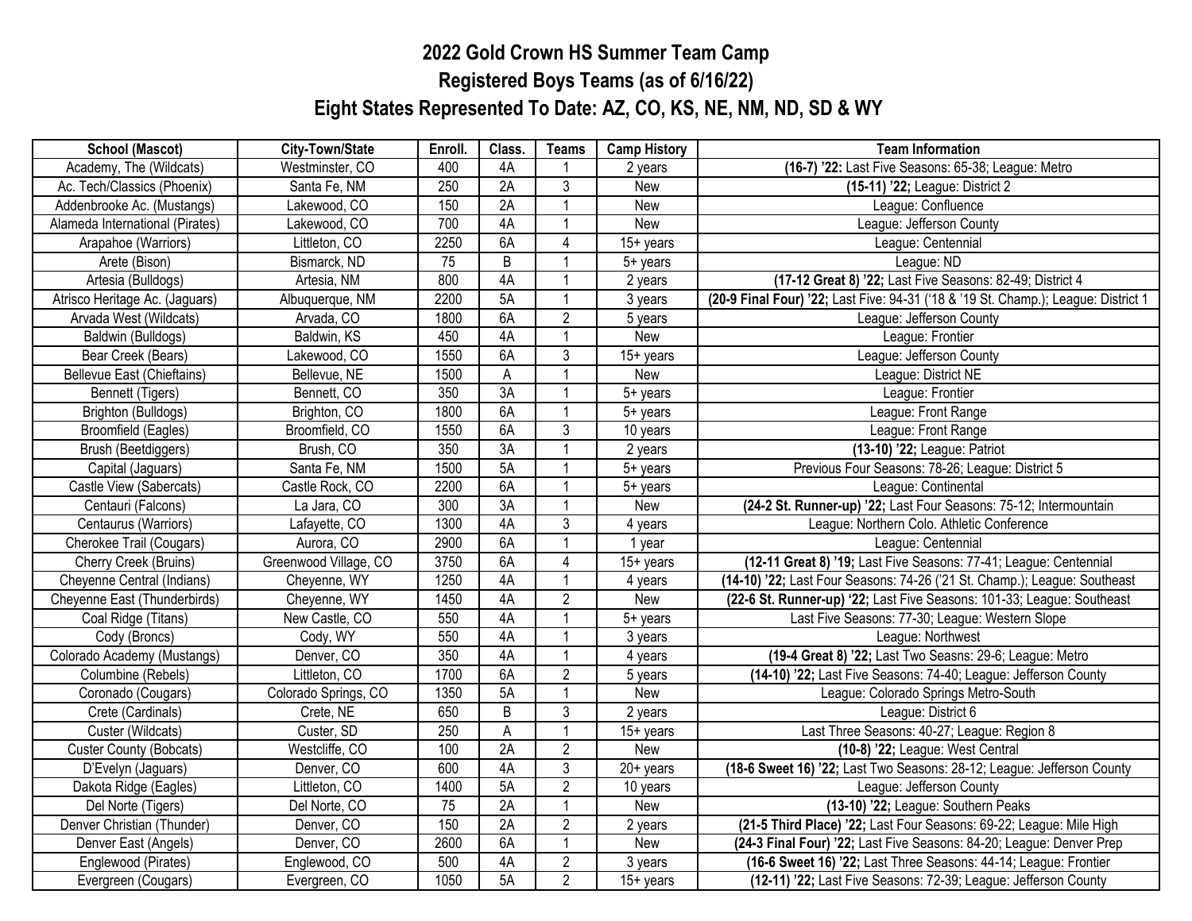# 2022 Gold Crown HS Summer Team Camp

## Registered Boys Teams (as of 6/16/22)

## Eight States Represented To Date: AZ, CO, KS, NE, NM, ND, SD & WY

| School (Mascot) | City-Town/State | Enroll. | Class. | Teams | Camp History | Team Information |
|---|---|---|---|---|---|---|
| Academy, The (Wildcats) | Westminster, CO | 400 | 4A | 1 | 2 years | **(16-7) '22:** Last Five Seasons: 65-38; League: Metro |
| Ac. Tech/Classics (Phoenix) | Santa Fe, NM | 250 | 2A | 3 | New | **(15-11) '22;** League: District 2 |
| Addenbrooke Ac. (Mustangs) | Lakewood, CO | 150 | 2A | 1 | New | League: Confluence |
| Alameda International (Pirates) | Lakewood, CO | 700 | 4A | 1 | New | League: Jefferson County |
| Arapahoe (Warriors) | Littleton, CO | 2250 | 6A | 4 | 15+ years | League: Centennial |
| Arete (Bison) | Bismarck, ND | 75 | B | 1 | 5+ years | League: ND |
| Artesia (Bulldogs) | Artesia, NM | 800 | 4A | 1 | 2 years | **(17-12 Great 8) '22;** Last Five Seasons: 82-49; District 4 |
| Atrisco Heritage Ac. (Jaguars) | Albuquerque, NM | 2200 | 5A | 1 | 3 years | **(20-9 Final Four) '22;** Last Five: 94-31 ('18 & '19 St. Champ.); League: District 1 |
| Arvada West (Wildcats) | Arvada, CO | 1800 | 6A | 2 | 5 years | League: Jefferson County |
| Baldwin (Bulldogs) | Baldwin, KS | 450 | 4A | 1 | New | League: Frontier |
| Bear Creek (Bears) | Lakewood, CO | 1550 | 6A | 3 | 15+ years | League: Jefferson County |
| Bellevue East (Chieftains) | Bellevue, NE | 1500 | A | 1 | New | League: District NE |
| Bennett (Tigers) | Bennett, CO | 350 | 3A | 1 | 5+ years | League: Frontier |
| Brighton (Bulldogs) | Brighton, CO | 1800 | 6A | 1 | 5+ years | League: Front Range |
| Broomfield (Eagles) | Broomfield, CO | 1550 | 6A | 3 | 10 years | League: Front Range |
| Brush (Beetdiggers) | Brush, CO | 350 | 3A | 1 | 2 years | **(13-10) '22;** League: Patriot |
| Capital (Jaguars) | Santa Fe, NM | 1500 | 5A | 1 | 5+ years | Previous Four Seasons: 78-26; League: District 5 |
| Castle View (Sabercats) | Castle Rock, CO | 2200 | 6A | 1 | 5+ years | League: Continental |
| Centauri (Falcons) | La Jara, CO | 300 | 3A | 1 | New | **(24-2 St. Runner-up) '22;** Last Four Seasons: 75-12; Intermountain |
| Centaurus (Warriors) | Lafayette, CO | 1300 | 4A | 3 | 4 years | League: Northern Colo. Athletic Conference |
| Cherokee Trail (Cougars) | Aurora, CO | 2900 | 6A | 1 | 1 year | League: Centennial |
| Cherry Creek (Bruins) | Greenwood Village, CO | 3750 | 6A | 4 | 15+ years | **(12-11 Great 8) '19;** Last Five Seasons: 77-41; League: Centennial |
| Cheyenne Central (Indians) | Cheyenne, WY | 1250 | 4A | 1 | 4 years | **(14-10) '22;** Last Four Seasons: 74-26 ('21 St. Champ.); League: Southeast |
| Cheyenne East (Thunderbirds) | Cheyenne, WY | 1450 | 4A | 2 | New | **(22-6 St. Runner-up) '22;** Last Five Seasons: 101-33; League: Southeast |
| Coal Ridge (Titans) | New Castle, CO | 550 | 4A | 1 | 5+ years | Last Five Seasons: 77-30; League: Western Slope |
| Cody (Broncs) | Cody, WY | 550 | 4A | 1 | 3 years | League: Northwest |
| Colorado Academy (Mustangs) | Denver, CO | 350 | 4A | 1 | 4 years | **(19-4 Great 8) '22;** Last Two Seasns: 29-6; League: Metro |
| Columbine (Rebels) | Littleton, CO | 1700 | 6A | 2 | 5 years | **(14-10) '22;** Last Five Seasons: 74-40; League: Jefferson County |
| Coronado (Cougars) | Colorado Springs, CO | 1350 | 5A | 1 | New | League: Colorado Springs Metro-South |
| Crete (Cardinals) | Crete, NE | 650 | B | 3 | 2 years | League: District 6 |
| Custer (Wildcats) | Custer, SD | 250 | A | 1 | 15+ years | Last Three Seasons: 40-27; League: Region 8 |
| Custer County (Bobcats) | Westcliffe, CO | 100 | 2A | 2 | New | **(10-8) '22;** League: West Central |
| D'Evelyn (Jaguars) | Denver, CO | 600 | 4A | 3 | 20+ years | **(18-6 Sweet 16) '22;** Last Two Seasons: 28-12; League: Jefferson County |
| Dakota Ridge (Eagles) | Littleton, CO | 1400 | 5A | 2 | 10 years | League: Jefferson County |
| Del Norte (Tigers) | Del Norte, CO | 75 | 2A | 1 | New | **(13-10) '22;** League: Southern Peaks |
| Denver Christian (Thunder) | Denver, CO | 150 | 2A | 2 | 2 years | **(21-5 Third Place) '22;** Last Four Seasons: 69-22; League: Mile High |
| Denver East (Angels) | Denver, CO | 2600 | 6A | 1 | New | **(24-3 Final Four) '22;** Last Five Seasons: 84-20; League: Denver Prep |
| Englewood (Pirates) | Englewood, CO | 500 | 4A | 2 | 3 years | **(16-6 Sweet 16) '22;** Last Three Seasons: 44-14; League: Frontier |
| Evergreen (Cougars) | Evergreen, CO | 1050 | 5A | 2 | 15+ years | **(12-11) '22;** Last Five Seasons: 72-39; League: Jefferson County |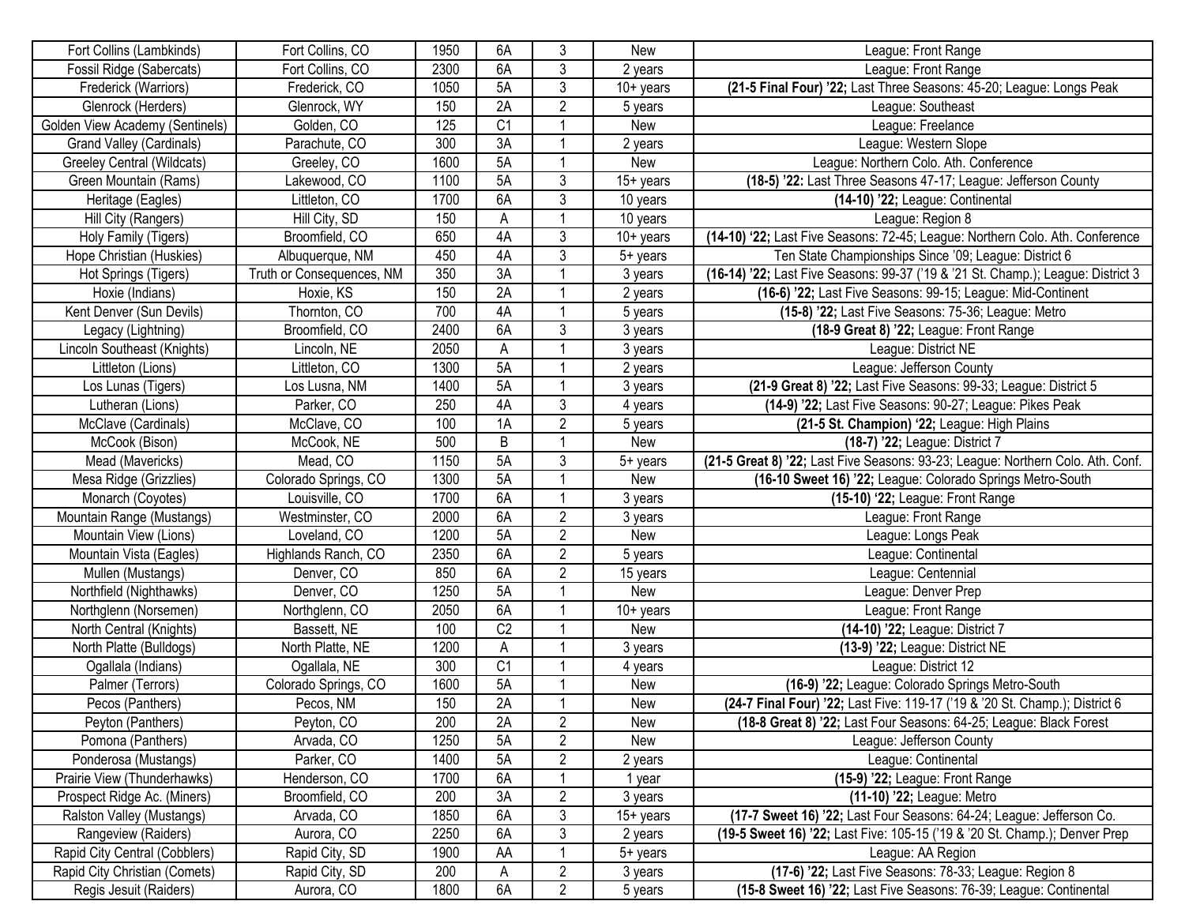| | | | | | | |
|---|---|---|---|---|---|---|
| Fort Collins (Lambkinds) | Fort Collins, CO | 1950 | 6A | 3 | New | League: Front Range |
| Fossil Ridge (Sabercats) | Fort Collins, CO | 2300 | 6A | 3 | 2 years | League: Front Range |
| Frederick (Warriors) | Frederick, CO | 1050 | 5A | 3 | 10+ years | **(21-5 Final Four) '22;** Last Three Seasons: 45-20; League: Longs Peak |
| Glenrock (Herders) | Glenrock, WY | 150 | 2A | 2 | 5 years | League: Southeast |
| Golden View Academy (Sentinels) | Golden, CO | 125 | C1 | 1 | New | League: Freelance |
| Grand Valley (Cardinals) | Parachute, CO | 300 | 3A | 1 | 2 years | League: Western Slope |
| Greeley Central (Wildcats) | Greeley, CO | 1600 | 5A | 1 | New | League: Northern Colo. Ath. Conference |
| Green Mountain (Rams) | Lakewood, CO | 1100 | 5A | 3 | 15+ years | **(18-5) '22:** Last Three Seasons 47-17; League: Jefferson County |
| Heritage (Eagles) | Littleton, CO | 1700 | 6A | 3 | 10 years | **(14-10) '22;** League: Continental |
| Hill City (Rangers) | Hill City, SD | 150 | A | 1 | 10 years | League: Region 8 |
| Holy Family (Tigers) | Broomfield, CO | 650 | 4A | 3 | 10+ years | **(14-10) '22;** Last Five Seasons: 72-45; League: Northern Colo. Ath. Conference |
| Hope Christian (Huskies) | Albuquerque, NM | 450 | 4A | 3 | 5+ years | Ten State Championships Since '09; League: District 6 |
| Hot Springs (Tigers) | Truth or Consequences, NM | 350 | 3A | 1 | 3 years | **(16-14) '22;** Last Five Seasons: 99-37 ('19 & '21 St. Champ.); League: District 3 |
| Hoxie (Indians) | Hoxie, KS | 150 | 2A | 1 | 2 years | **(16-6) '22;** Last Five Seasons: 99-15; League: Mid-Continent |
| Kent Denver (Sun Devils) | Thornton, CO | 700 | 4A | 1 | 5 years | **(15-8) '22;** Last Five Seasons: 75-36; League: Metro |
| Legacy (Lightning) | Broomfield, CO | 2400 | 6A | 3 | 3 years | **(18-9 Great 8) '22;** League: Front Range |
| Lincoln Southeast (Knights) | Lincoln, NE | 2050 | A | 1 | 3 years | League: District NE |
| Littleton (Lions) | Littleton, CO | 1300 | 5A | 1 | 2 years | League: Jefferson County |
| Los Lunas (Tigers) | Los Lusna, NM | 1400 | 5A | 1 | 3 years | **(21-9 Great 8) '22;** Last Five Seasons: 99-33; League: District 5 |
| Lutheran (Lions) | Parker, CO | 250 | 4A | 3 | 4 years | **(14-9) '22;** Last Five Seasons: 90-27; League: Pikes Peak |
| McClave (Cardinals) | McClave, CO | 100 | 1A | 2 | 5 years | **(21-5 St. Champion) '22;** League: High Plains |
| McCook (Bison) | McCook, NE | 500 | B | 1 | New | **(18-7) '22;** League: District 7 |
| Mead (Mavericks) | Mead, CO | 1150 | 5A | 3 | 5+ years | **(21-5 Great 8) '22;** Last Five Seasons: 93-23; League: Northern Colo. Ath. Conf. |
| Mesa Ridge (Grizzlies) | Colorado Springs, CO | 1300 | 5A | 1 | New | **(16-10 Sweet 16) '22;** League: Colorado Springs Metro-South |
| Monarch (Coyotes) | Louisville, CO | 1700 | 6A | 1 | 3 years | **(15-10) '22;** League: Front Range |
| Mountain Range (Mustangs) | Westminster, CO | 2000 | 6A | 2 | 3 years | League: Front Range |
| Mountain View (Lions) | Loveland, CO | 1200 | 5A | 2 | New | League: Longs Peak |
| Mountain Vista (Eagles) | Highlands Ranch, CO | 2350 | 6A | 2 | 5 years | League: Continental |
| Mullen (Mustangs) | Denver, CO | 850 | 6A | 2 | 15 years | League: Centennial |
| Northfield (Nighthawks) | Denver, CO | 1250 | 5A | 1 | New | League: Denver Prep |
| Northglenn (Norsemen) | Northglenn, CO | 2050 | 6A | 1 | 10+ years | League: Front Range |
| North Central (Knights) | Bassett, NE | 100 | C2 | 1 | New | **(14-10) '22;** League: District 7 |
| North Platte (Bulldogs) | North Platte, NE | 1200 | A | 1 | 3 years | **(13-9) '22;** League: District NE |
| Ogallala (Indians) | Ogallala, NE | 300 | C1 | 1 | 4 years | League: District 12 |
| Palmer (Terrors) | Colorado Springs, CO | 1600 | 5A | 1 | New | **(16-9) '22;** League: Colorado Springs Metro-South |
| Pecos (Panthers) | Pecos, NM | 150 | 2A | 1 | New | **(24-7 Final Four) '22;** Last Five: 119-17 ('19 & '20 St. Champ.); District 6 |
| Peyton (Panthers) | Peyton, CO | 200 | 2A | 2 | New | **(18-8 Great 8) '22;** Last Four Seasons: 64-25; League: Black Forest |
| Pomona (Panthers) | Arvada, CO | 1250 | 5A | 2 | New | League: Jefferson County |
| Ponderosa (Mustangs) | Parker, CO | 1400 | 5A | 2 | 2 years | League: Continental |
| Prairie View (Thunderhawks) | Henderson, CO | 1700 | 6A | 1 | 1 year | **(15-9) '22;** League: Front Range |
| Prospect Ridge Ac. (Miners) | Broomfield, CO | 200 | 3A | 2 | 3 years | **(11-10) '22;** League: Metro |
| Ralston Valley (Mustangs) | Arvada, CO | 1850 | 6A | 3 | 15+ years | **(17-7 Sweet 16) '22;** Last Four Seasons: 64-24; League: Jefferson Co. |
| Rangeview (Raiders) | Aurora, CO | 2250 | 6A | 3 | 2 years | **(19-5 Sweet 16) '22;** Last Five: 105-15 ('19 & '20 St. Champ.); Denver Prep |
| Rapid City Central (Cobblers) | Rapid City, SD | 1900 | AA | 1 | 5+ years | League: AA Region |
| Rapid City Christian (Comets) | Rapid City, SD | 200 | A | 2 | 3 years | **(17-6) '22;** Last Five Seasons: 78-33; League: Region 8 |
| Regis Jesuit (Raiders) | Aurora, CO | 1800 | 6A | 2 | 5 years | **(15-8 Sweet 16) '22;** Last Five Seasons: 76-39; League: Continental |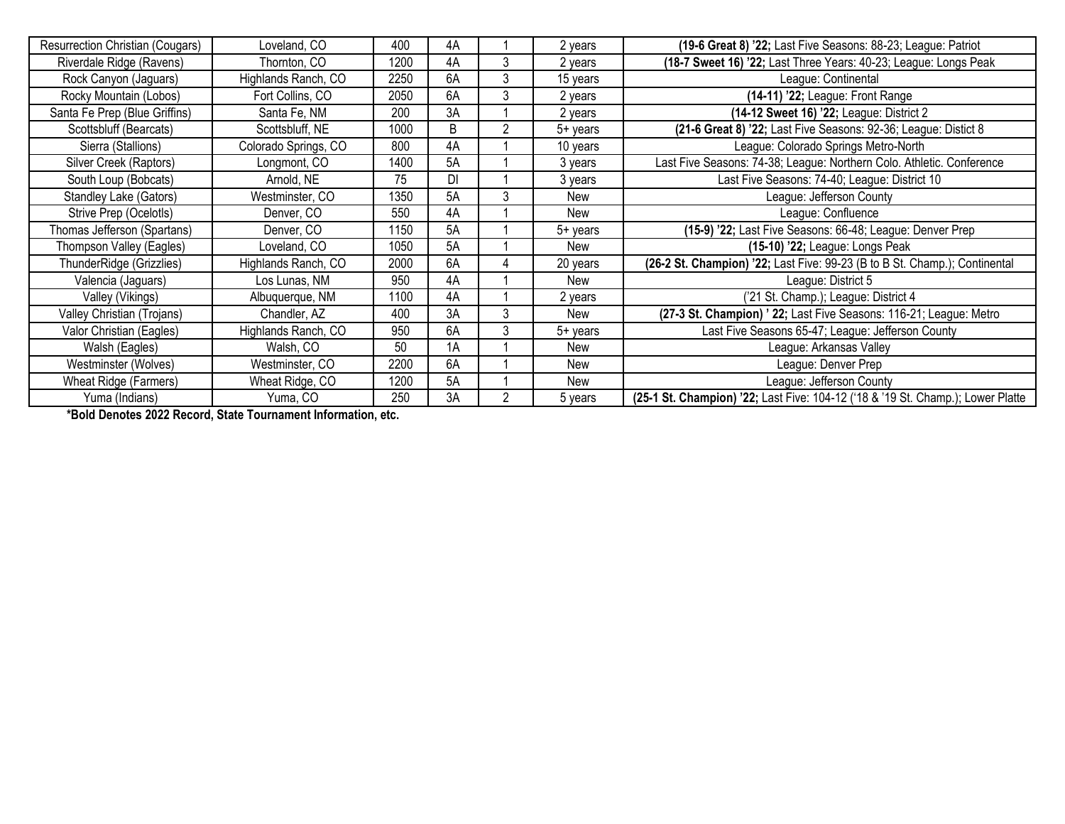| | | | | | | |
|---|---|---|---|---|---|---|
| Resurrection Christian (Cougars) | Loveland, CO | 400 | 4A | 1 | 2 years | **(19-6 Great 8) '22;** Last Five Seasons: 88-23; League: Patriot |
| Riverdale Ridge (Ravens) | Thornton, CO | 1200 | 4A | 3 | 2 years | **(18-7 Sweet 16) '22;** Last Three Years: 40-23; League: Longs Peak |
| Rock Canyon (Jaguars) | Highlands Ranch, CO | 2250 | 6A | 3 | 15 years | League: Continental |
| Rocky Mountain (Lobos) | Fort Collins, CO | 2050 | 6A | 3 | 2 years | **(14-11) '22;** League: Front Range |
| Santa Fe Prep (Blue Griffins) | Santa Fe, NM | 200 | 3A | 1 | 2 years | **(14-12 Sweet 16) '22;** League: District 2 |
| Scottsbluff (Bearcats) | Scottsbluff, NE | 1000 | B | 2 | 5+ years | **(21-6 Great 8) '22;** Last Five Seasons: 92-36; League: Distict 8 |
| Sierra (Stallions) | Colorado Springs, CO | 800 | 4A | 1 | 10 years | League: Colorado Springs Metro-North |
| Silver Creek (Raptors) | Longmont, CO | 1400 | 5A | 1 | 3 years | Last Five Seasons: 74-38; League: Northern Colo. Athletic. Conference |
| South Loup (Bobcats) | Arnold, NE | 75 | DI | 1 | 3 years | Last Five Seasons: 74-40; League: District 10 |
| Standley Lake (Gators) | Westminster, CO | 1350 | 5A | 3 | New | League: Jefferson County |
| Strive Prep (Ocelotls) | Denver, CO | 550 | 4A | 1 | New | League: Confluence |
| Thomas Jefferson (Spartans) | Denver, CO | 1150 | 5A | 1 | 5+ years | **(15-9) '22;** Last Five Seasons: 66-48; League: Denver Prep |
| Thompson Valley (Eagles) | Loveland, CO | 1050 | 5A | 1 | New | **(15-10) '22;** League: Longs Peak |
| ThunderRidge (Grizzlies) | Highlands Ranch, CO | 2000 | 6A | 4 | 20 years | **(26-2 St. Champion) '22;** Last Five: 99-23 (B to B St. Champ.); Continental |
| Valencia (Jaguars) | Los Lunas, NM | 950 | 4A | 1 | New | League: District 5 |
| Valley (Vikings) | Albuquerque, NM | 1100 | 4A | 1 | 2 years | ('21 St. Champ.); League: District 4 |
| Valley Christian (Trojans) | Chandler, AZ | 400 | 3A | 3 | New | **(27-3 St. Champion) ' 22;** Last Five Seasons: 116-21; League: Metro |
| Valor Christian (Eagles) | Highlands Ranch, CO | 950 | 6A | 3 | 5+ years | Last Five Seasons 65-47; League: Jefferson County |
| Walsh (Eagles) | Walsh, CO | 50 | 1A | 1 | New | League: Arkansas Valley |
| Westminster (Wolves) | Westminster, CO | 2200 | 6A | 1 | New | League: Denver Prep |
| Wheat Ridge (Farmers) | Wheat Ridge, CO | 1200 | 5A | 1 | New | League: Jefferson County |
| Yuma (Indians) | Yuma, CO | 250 | 3A | 2 | 5 years | **(25-1 St. Champion) '22;** Last Five: 104-12 ('18 & '19 St. Champ.); Lower Platte |

**\*Bold Denotes 2022 Record, State Tournament Information, etc.**